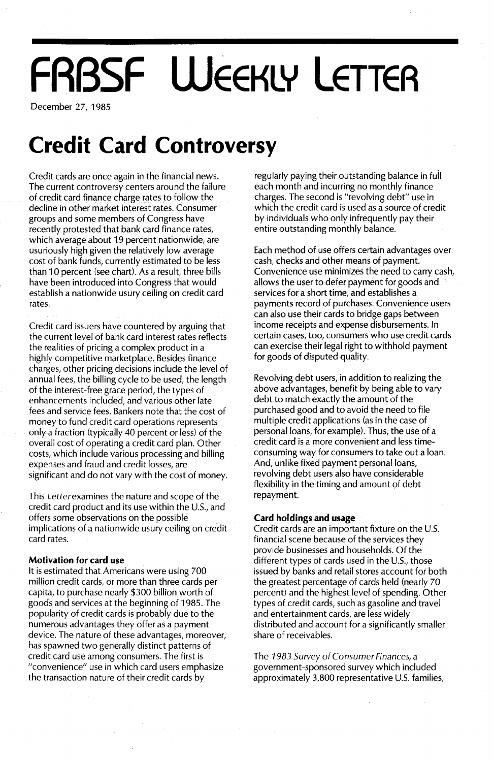# FRBSF Weekly Letter

December 27, 1985

## Credit Card Controversy

Credit cards are once again in the financial news. The current controversy centers around the failure of credit card finance charge rates to follow the decline in other market interest rates. Consumer groups and some members of Congress have recently protested that bank card finance rates, which average about 19 percent nationwide, are usuriously high given the relatively low average cost of bank funds, currently estimated to be less than 10 percent (see chart). As a result, three bills have been introduced into Congress that would establish a nationwide usury ceiling on credit card rates.

Credit card issuers have countered by arguing that the current level of bank card interest rates reflects the realities of pricing a complex product in a highly competitive marketplace. Besides finance charges, other pricing decisions include the level of annual fees, the billing cycle to be used, the length of the interest-free grace period, the types of enhancements included, and various other late fees and service fees. Bankers note that the cost of money to fund credit card operations represents only a fraction (typically 40 percent or less) of the overall cost of operating a credit card plan. Other costs, which include various processing and billing expenses and fraud and credit losses, are significant and do not vary with the cost of money.

This *Letter* examines the nature and scope of the credit card product and its use within the U.S., and offers some observations on the possible implications of a nationwide usury ceiling on credit card rates.

### Motivation for card use

It is estimated that Americans were using 700 million credit cards, or more than three cards per capita, to purchase nearly $300 billion worth of goods and services at the beginning of 1985. The popularity of credit cards is probably due to the numerous advantages they offer as a payment device. The nature of these advantages, moreover, has spawned two generally distinct patterns of credit card use among consumers. The first is "convenience" use in which card users emphasize the transaction nature of their credit cards by regularly paying their outstanding balance in full each month and incurring no monthly finance charges. The second is "revolving debt" use in which the credit card is used as a source of credit by individuals who only infrequently pay their entire outstanding monthly balance.

Each method of use offers certain advantages over cash, checks and other means of payment. Convenience use minimizes the need to carry cash, allows the user to defer payment for goods and services for a short time, and establishes a payments record of purchases. Convenience users can also use their cards to bridge gaps between income receipts and expense disbursements. In certain cases, too, consumers who use credit cards can exercise their legal right to withhold payment for goods of disputed quality.

Revolving debt users, in addition to realizing the above advantages, benefit by being able to vary debt to match exactly the amount of the purchased good and to avoid the need to file multiple credit applications (as in the case of personal loans, for example). Thus, the use of a credit card is a more convenient and less time-consuming way for consumers to take out a loan. And, unlike fixed payment personal loans, revolving debt users also have considerable flexibility in the timing and amount of debt repayment.

### Card holdings and usage

Credit cards are an important fixture on the U.S. financial scene because of the services they provide businesses and households. Of the different types of cards used in the U.S., those issued by banks and retail stores account for both the greatest percentage of cards held (nearly 70 percent) and the highest level of spending. Other types of credit cards, such as gasoline and travel and entertainment cards, are less widely distributed and account for a significantly smaller share of receivables.

The *1983 Survey of Consumer Finances*, a government-sponsored survey which included approximately 3,800 representative U.S. families,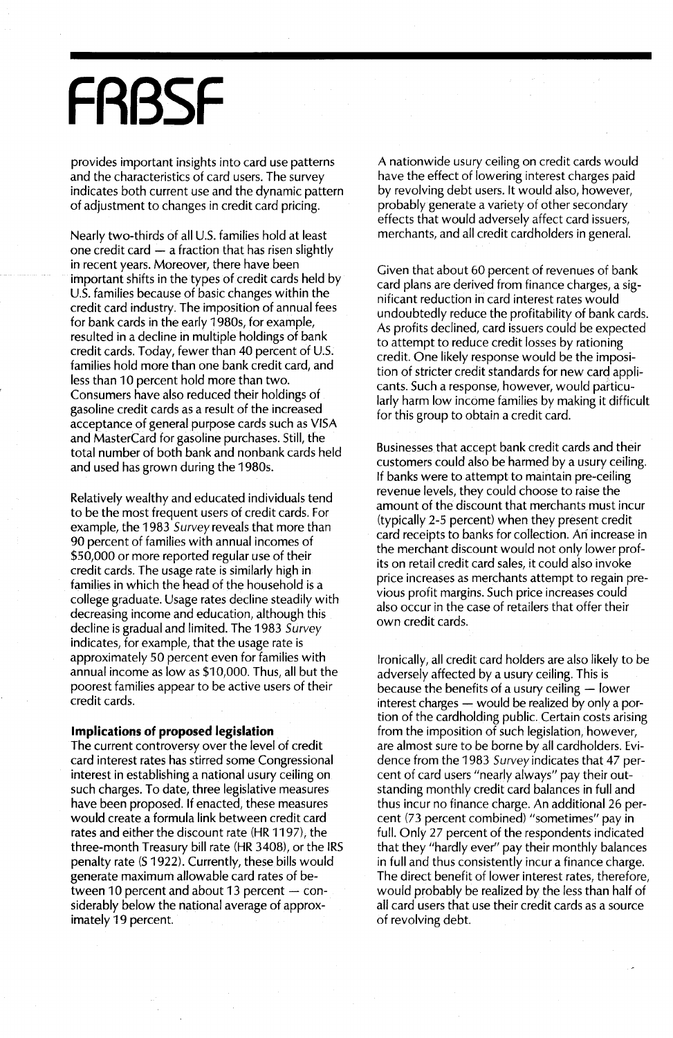provides important insights into card use patterns and the characteristics of card users. The survey indicates both current use and the dynamic pattern of adjustment to changes in credit card pricing.

Nearly two-thirds of all U.S. families hold at least one credit card — a fraction that has risen slightly in recent years. Moreover, there have been important shifts in the types of credit cards held by U.S. families because of basic changes within the credit card industry. The imposition of annual fees for bank cards in the early 1980s, for example, resulted in a decline in multiple holdings of bank credit cards. Today, fewer than 40 percent of U.S. families hold more than one bank credit card, and less than 10 percent hold more than two. Consumers have also reduced their holdings of gasoline credit cards as a result of the increased acceptance of general purpose cards such as VISA and MasterCard for gasoline purchases. Still, the total number of both bank and nonbank cards held and used has grown during the 1980s.

Relatively wealthy and educated individuals tend to be the most frequent users of credit cards. For example, the 1983 *Survey* reveals that more than 90 percent of families with annual incomes of $50,000 or more reported regular use of their credit cards. The usage rate is similarly high in families in which the head of the household is a college graduate. Usage rates decline steadily with decreasing income and education, although this decline is gradual and limited. The 1983 *Survey* indicates, for example, that the usage rate is approximately 50 percent even for families with annual income as low as $10,000. Thus, all but the poorest families appear to be active users of their credit cards.

**Implications of proposed legislation**

The current controversy over the level of credit card interest rates has stirred some Congressional interest in establishing a national usury ceiling on such charges. To date, three legislative measures have been proposed. If enacted, these measures would create a formula link between credit card rates and either the discount rate (HR 1197), the three-month Treasury bill rate (HR 3408), or the IRS penalty rate (S 1922). Currently, these bills would generate maximum allowable card rates of between 10 percent and about 13 percent — considerably below the national average of approximately 19 percent.

A nationwide usury ceiling on credit cards would have the effect of lowering interest charges paid by revolving debt users. It would also, however, probably generate a variety of other secondary effects that would adversely affect card issuers, merchants, and all credit cardholders in general.

Given that about 60 percent of revenues of bank card plans are derived from finance charges, a significant reduction in card interest rates would undoubtedly reduce the profitability of bank cards. As profits declined, card issuers could be expected to attempt to reduce credit losses by rationing credit. One likely response would be the imposition of stricter credit standards for new card applicants. Such a response, however, would particularly harm low income families by making it difficult for this group to obtain a credit card.

Businesses that accept bank credit cards and their customers could also be harmed by a usury ceiling. If banks were to attempt to maintain pre-ceiling revenue levels, they could choose to raise the amount of the discount that merchants must incur (typically 2-5 percent) when they present credit card receipts to banks for collection. An increase in the merchant discount would not only lower profits on retail credit card sales, it could also invoke price increases as merchants attempt to regain previous profit margins. Such price increases could also occur in the case of retailers that offer their own credit cards.

Ironically, all credit card holders are also likely to be adversely affected by a usury ceiling. This is because the benefits of a usury ceiling — lower interest charges — would be realized by only a portion of the cardholding public. Certain costs arising from the imposition of such legislation, however, are almost sure to be borne by all cardholders. Evidence from the 1983 *Survey* indicates that 47 percent of card users "nearly always" pay their outstanding monthly credit card balances in full and thus incur no finance charge. An additional 26 percent (73 percent combined) "sometimes" pay in full. Only 27 percent of the respondents indicated that they "hardly ever" pay their monthly balances in full and thus consistently incur a finance charge. The direct benefit of lower interest rates, therefore, would probably be realized by the less than half of all card users that use their credit cards as a source of revolving debt.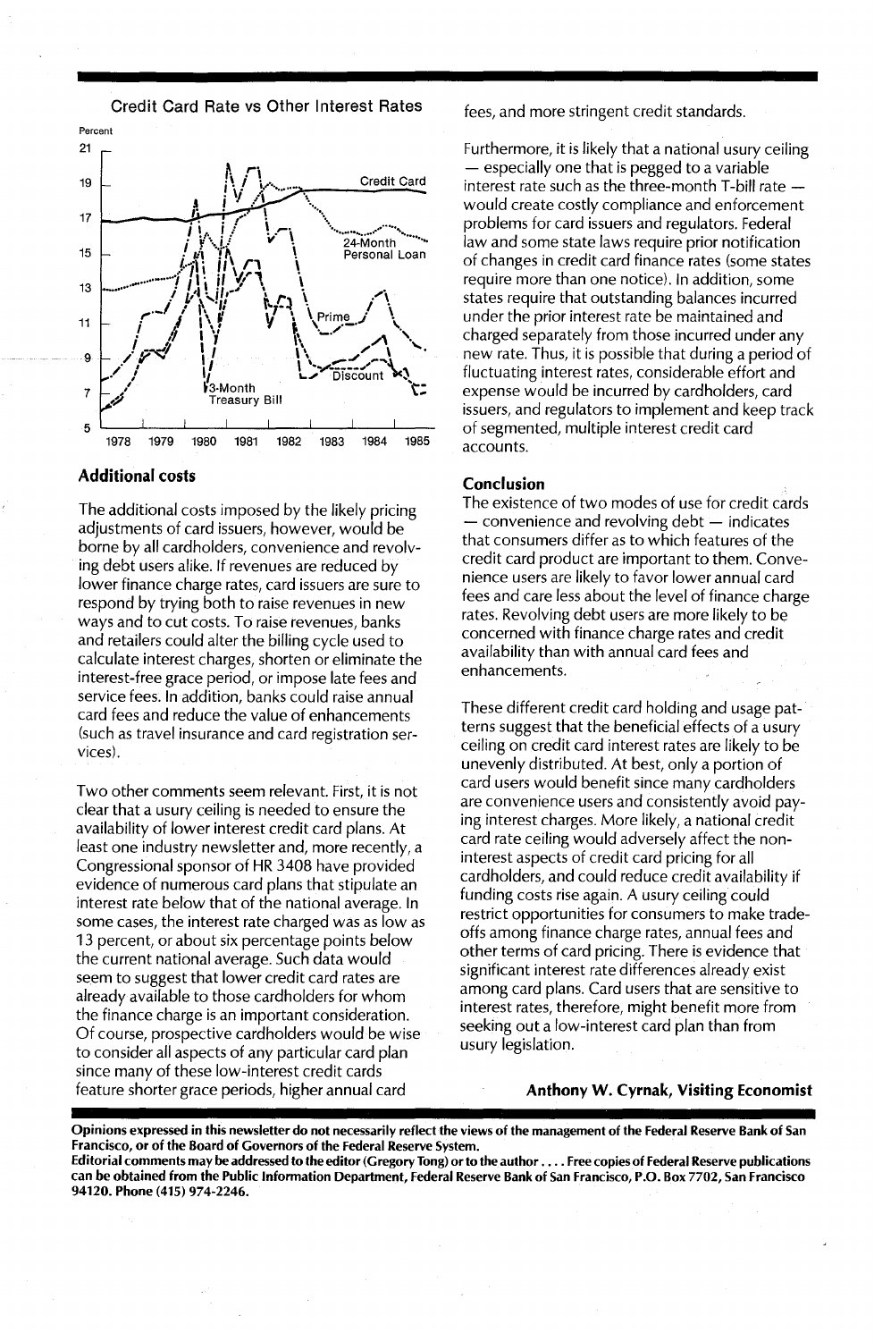Credit Card Rate vs Other Interest Rates

## Additional costs

The additional costs imposed by the likely pricing adjustments of card issuers, however, would be borne by all cardholders, convenience and revolving debt users alike. If revenues are reduced by lower finance charge rates, card issuers are sure to respond by trying both to raise revenues in new ways and to cut costs. To raise revenues, banks and retailers could alter the billing cycle used to calculate interest charges, shorten or eliminate the interest-free grace period, or impose late fees and service fees. In addition, banks could raise annual card fees and reduce the value of enhancements (such as travel insurance and card registration services).

Two other comments seem relevant. First, it is not clear that a usury ceiling is needed to ensure the availability of lower interest credit card plans. At least one industry newsletter and, more recently, a Congressional sponsor of HR 3408 have provided evidence of numerous card plans that stipulate an interest rate below that of the national average. In some cases, the interest rate charged was as low as 13 percent, or about six percentage points below the current national average. Such data would seem to suggest that lower credit card rates are already available to those cardholders for whom the finance charge is an important consideration. Of course, prospective cardholders would be wise to consider all aspects of any particular card plan since many of these low-interest credit cards feature shorter grace periods, higher annual card fees, and more stringent credit standards.

Furthermore, it is likely that a national usury ceiling — especially one that is pegged to a variable interest rate such as the three-month T-bill rate — would create costly compliance and enforcement problems for card issuers and regulators. Federal law and some state laws require prior notification of changes in credit card finance rates (some states require more than one notice). In addition, some states require that outstanding balances incurred under the prior interest rate be maintained and charged separately from those incurred under any new rate. Thus, it is possible that during a period of fluctuating interest rates, considerable effort and expense would be incurred by cardholders, card issuers, and regulators to implement and keep track of segmented, multiple interest credit card accounts.

## Conclusion

The existence of two modes of use for credit cards — convenience and revolving debt — indicates that consumers differ as to which features of the credit card product are important to them. Convenience users are likely to favor lower annual card fees and care less about the level of finance charge rates. Revolving debt users are more likely to be concerned with finance charge rates and credit availability than with annual card fees and enhancements.

These different credit card holding and usage patterns suggest that the beneficial effects of a usury ceiling on credit card interest rates are likely to be unevenly distributed. At best, only a portion of card users would benefit since many cardholders are convenience users and consistently avoid paying interest charges. More likely, a national credit card rate ceiling would adversely affect the non-interest aspects of credit card pricing for all cardholders, and could reduce credit availability if funding costs rise again. A usury ceiling could restrict opportunities for consumers to make trade-offs among finance charge rates, annual fees and other terms of card pricing. There is evidence that significant interest rate differences already exist among card plans. Card users that are sensitive to interest rates, therefore, might benefit more from seeking out a low-interest card plan than from usury legislation.

**Anthony W. Cyrnak, Visiting Economist**

**Opinions expressed in this newsletter do not necessarily reflect the views of the management of the Federal Reserve Bank of San Francisco, or of the Board of Governors of the Federal Reserve System.**

**Editorial comments may be addressed to the editor (Gregory Tong) or to the author .... Free copies of Federal Reserve publications can be obtained from the Public Information Department, Federal Reserve Bank of San Francisco, P.O. Box 7702, San Francisco 94120. Phone (415) 974-2246.**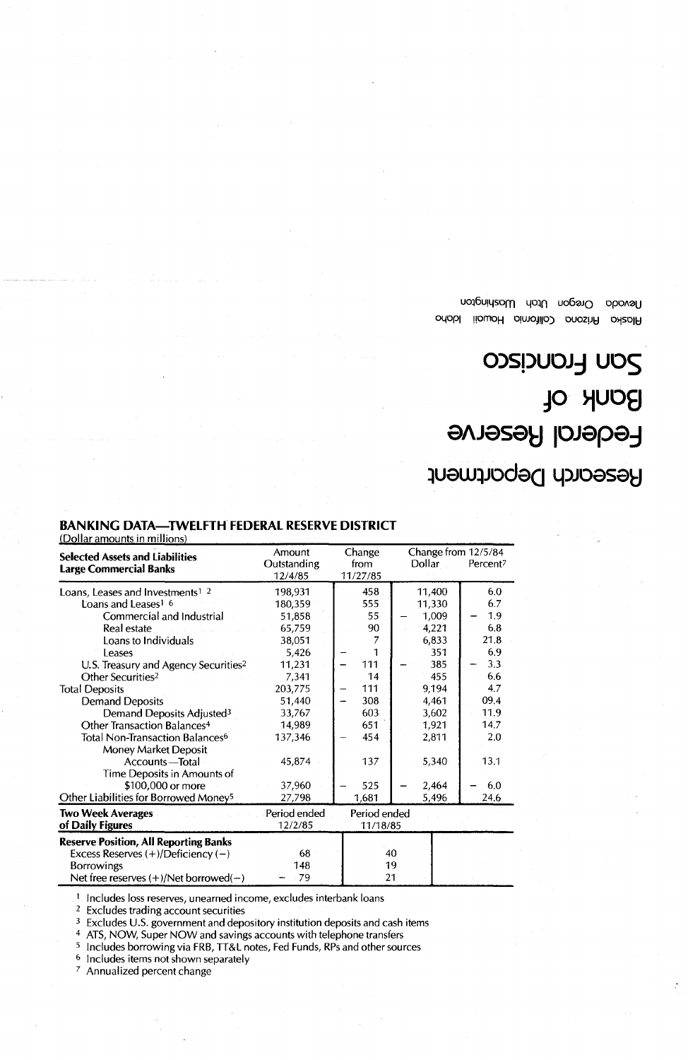Research Department

Federal Reserve

Bank of

San Francisco

Alaska Arizona California Hawaii Idaho

Nevada Oregon Utah Washington

## BANKING DATA—TWELFTH FEDERAL RESERVE DISTRICT

(Dollar amounts in millions)

| Selected Assets and Liabilities Large Commercial Banks | Amount Outstanding 12/4/85 | Change from 11/27/85 | Change from 12/5/84 Dollar | Percent[7] |
|---|---|---|---|---|
| Loans, Leases and Investments[1] [2] | 198,931 | 458 | 11,400 | 6.0 |
| Loans and Leases[1] [6] | 180,359 | 555 | 11,330 | 6.7 |
| Commercial and Industrial | 51,858 | 55 | – 1,009 | – 1.9 |
| Real estate | 65,759 | 90 | 4,221 | 6.8 |
| Loans to Individuals | 38,051 | 7 | 6,833 | 21.8 |
| Leases | 5,426 | – 1 | 351 | 6.9 |
| U.S. Treasury and Agency Securities[2] | 11,231 | – 111 | – 385 | – 3.3 |
| Other Securities[2] | 7,341 | 14 | 455 | 6.6 |
| Total Deposits | 203,775 | – 111 | 9,194 | 4.7 |
| Demand Deposits | 51,440 | – 308 | 4,461 | 09.4 |
| Demand Deposits Adjusted[3] | 33,767 | 603 | 3,602 | 11.9 |
| Other Transaction Balances[4] | 14,989 | 651 | 1,921 | 14.7 |
| Total Non-Transaction Balances[6] | 137,346 | – 454 | 2,811 | 2.0 |
| Money Market Deposit Accounts—Total | 45,874 | 137 | 5,340 | 13.1 |
| Time Deposits in Amounts of $100,000 or more | 37,960 | – 525 | – 2,464 | – 6.0 |
| Other Liabilities for Borrowed Money[5] | 27,798 | 1,681 | 5,496 | 24.6 |

| Two Week Averages of Daily Figures | Period ended 12/2/85 | Period ended 11/18/85 |
|---|---|---|
| **Reserve Position, All Reporting Banks** | | |
| Excess Reserves (+)/Deficiency (–) | 68 | 40 |
| Borrowings | 148 | 19 |
| Net free reserves (+)/Net borrowed(–) | – 79 | 21 |

1 Includes loss reserves, unearned income, excludes interbank loans
2 Excludes trading account securities
3 Excludes U.S. government and depository institution deposits and cash items
4 ATS, NOW, Super NOW and savings accounts with telephone transfers
5 Includes borrowing via FRB, TT&L notes, Fed Funds, RPs and other sources
6 Includes items not shown separately
7 Annualized percent change